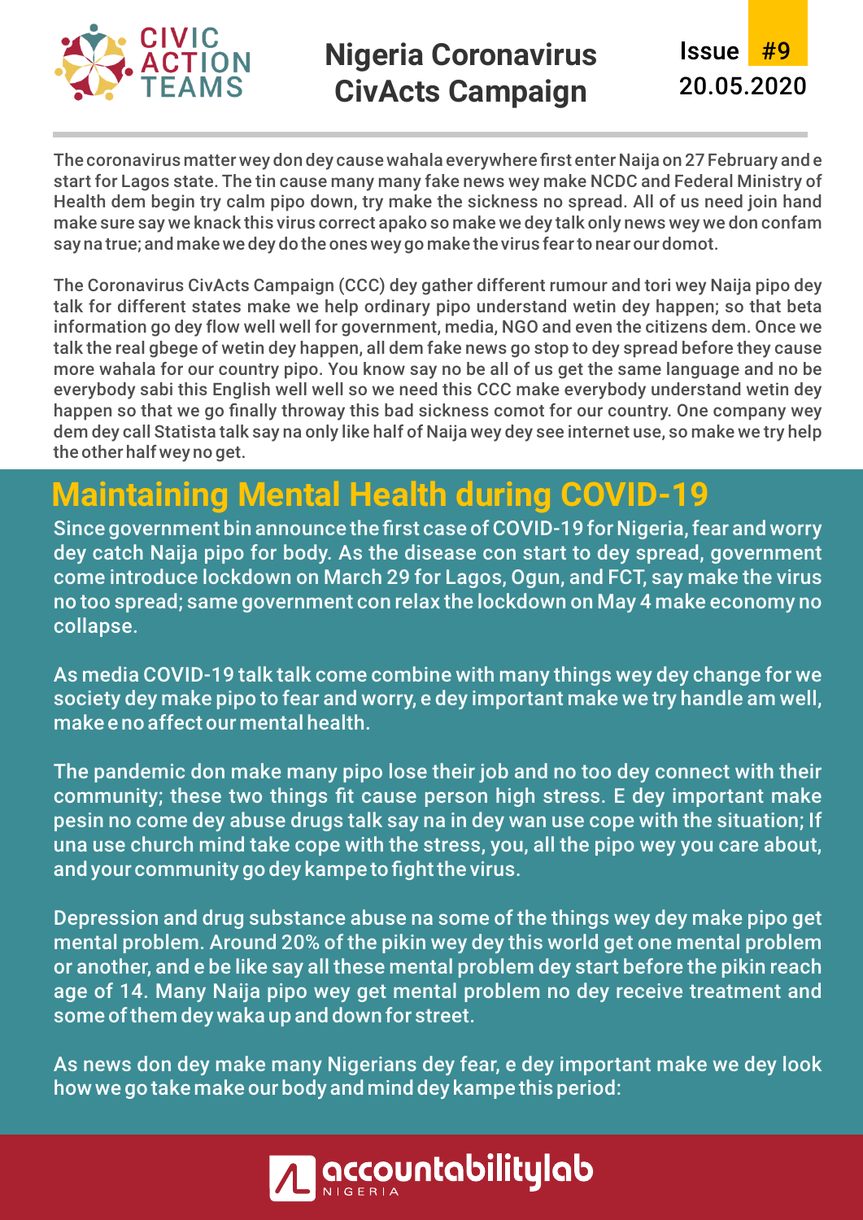# Nigeria Coronavirus CivActs Campaign

Issue #9
20.05.2020

The coronavirus matter wey don dey cause wahala everywhere first enter Naija on 27 February and e start for Lagos state. The tin cause many many fake news wey make NCDC and Federal Ministry of Health dem begin try calm pipo down, try make the sickness no spread. All of us need join hand make sure say we knack this virus correct apako so make we dey talk only news wey we don confam say na true; and make we dey do the ones wey go make the virus fear to near our domot.

The Coronavirus CivActs Campaign (CCC) dey gather different rumour and tori wey Naija pipo dey talk for different states make we help ordinary pipo understand wetin dey happen; so that beta information go dey flow well well for government, media, NGO and even the citizens dem. Once we talk the real gbege of wetin dey happen, all dem fake news go stop to dey spread before they cause more wahala for our country pipo. You know say no be all of us get the same language and no be everybody sabi this English well well so we need this CCC make everybody understand wetin dey happen so that we go finally throway this bad sickness comot for our country. One company wey dem dey call Statista talk say na only like half of Naija wey dey see internet use, so make we try help the other half wey no get.

## Maintaining Mental Health during COVID-19

Since government bin announce the first case of COVID-19 for Nigeria, fear and worry dey catch Naija pipo for body. As the disease con start to dey spread, government come introduce lockdown on March 29 for Lagos, Ogun, and FCT, say make the virus no too spread; same government con relax the lockdown on May 4 make economy no collapse.

As media COVID-19 talk talk come combine with many things wey dey change for we society dey make pipo to fear and worry, e dey important make we try handle am well, make e no affect our mental health.

The pandemic don make many pipo lose their job and no too dey connect with their community; these two things fit cause person high stress. E dey important make pesin no come dey abuse drugs talk say na in dey wan use cope with the situation; If una use church mind take cope with the stress, you, all the pipo wey you care about, and your community go dey kampe to fight the virus.

Depression and drug substance abuse na some of the things wey dey make pipo get mental problem. Around 20% of the pikin wey dey this world get one mental problem or another, and e be like say all these mental problem dey start before the pikin reach age of 14. Many Naija pipo wey get mental problem no dey receive treatment and some of them dey waka up and down for street.

As news don dey make many Nigerians dey fear, e dey important make we dey look how we go take make our body and mind dey kampe this period: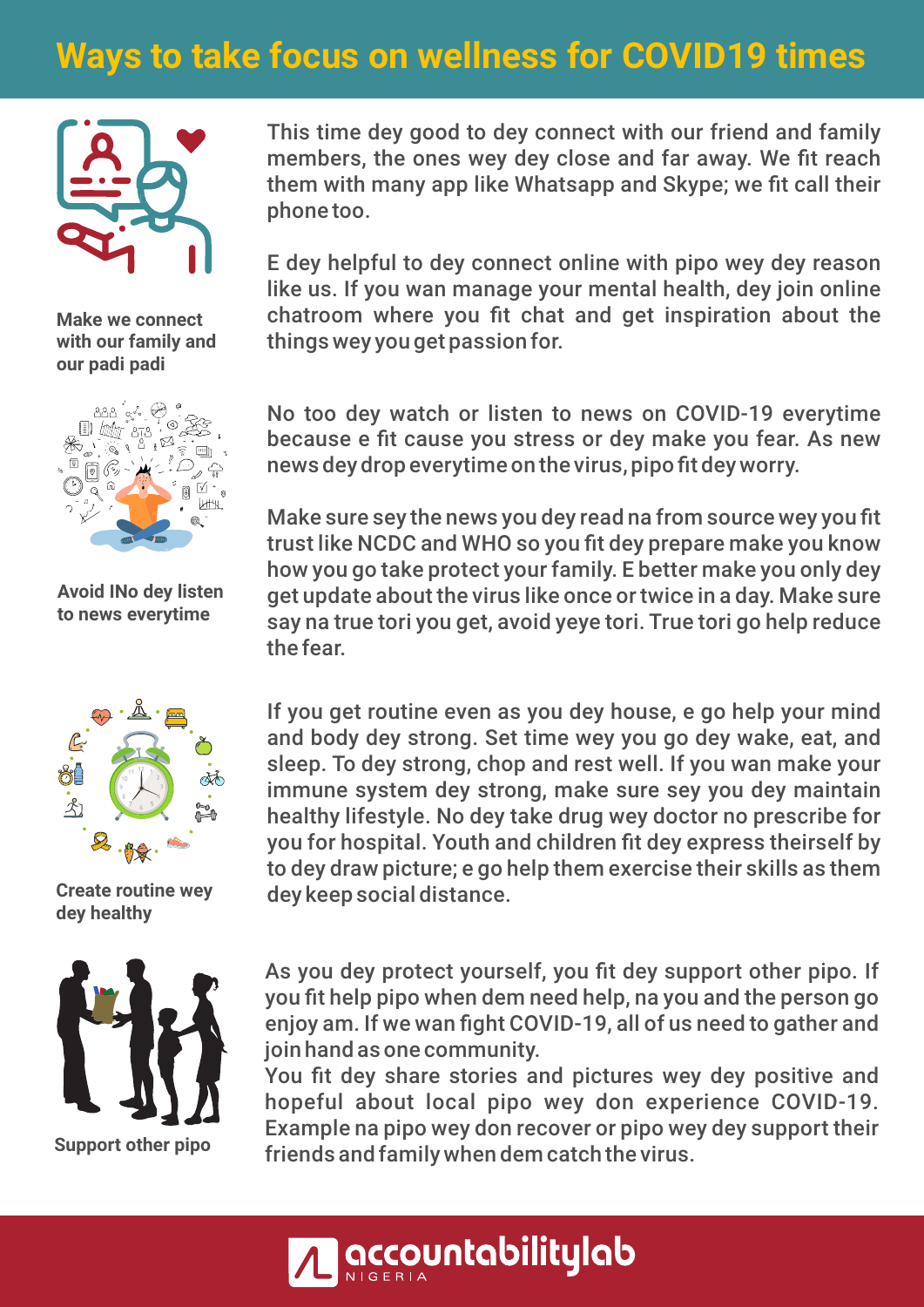# Ways to take focus on wellness for COVID19 times

**Make we connect with our family and our padi padi**

This time dey good to dey connect with our friend and family members, the ones wey dey close and far away. We fit reach them with many app like Whatsapp and Skype; we fit call their phone too.

E dey helpful to dey connect online with pipo wey dey reason like us. If you wan manage your mental health, dey join online chatroom where you fit chat and get inspiration about the things wey you get passion for.

**Avoid INo dey listen to news everytime**

No too dey watch or listen to news on COVID-19 everytime because e fit cause you stress or dey make you fear. As new news dey drop everytime on the virus, pipo fit dey worry.

Make sure sey the news you dey read na from source wey you fit trust like NCDC and WHO so you fit dey prepare make you know how you go take protect your family. E better make you only dey get update about the virus like once or twice in a day. Make sure say na true tori you get, avoid yeye tori. True tori go help reduce the fear.

**Create routine wey dey healthy**

If you get routine even as you dey house, e go help your mind and body dey strong. Set time wey you go dey wake, eat, and sleep. To dey strong, chop and rest well. If you wan make your immune system dey strong, make sure sey you dey maintain healthy lifestyle. No dey take drug wey doctor no prescribe for you for hospital. Youth and children fit dey express theirself by to dey draw picture; e go help them exercise their skills as them dey keep social distance.

**Support other pipo**

As you dey protect yourself, you fit dey support other pipo. If you fit help pipo when dem need help, na you and the person go enjoy am. If we wan fight COVID-19, all of us need to gather and join hand as one community.

You fit dey share stories and pictures wey dey positive and hopeful about local pipo wey don experience COVID-19. Example na pipo wey don recover or pipo wey dey support their friends and family when dem catch the virus.

accountabilitylab NIGERIA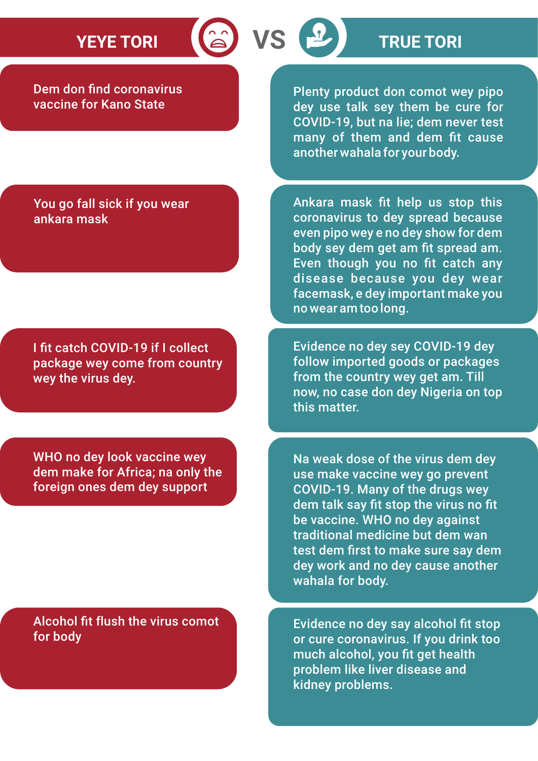| YEYE TORI | TRUE TORI |
| --- | --- |
| Dem don find coronavirus vaccine for Kano State | Plenty product don comot wey pipo dey use talk sey them be cure for COVID-19, but na lie; dem never test many of them and dem fit cause another wahala for your body. |
| You go fall sick if you wear ankara mask | Ankara mask fit help us stop this coronavirus to dey spread because even pipo wey e no dey show for dem body sey dem get am fit spread am. Even though you no fit catch any disease because you dey wear facemask, e dey important make you no wear am too long. |
| I fit catch COVID-19 if I collect package wey come from country wey the virus dey. | Evidence no dey sey COVID-19 dey follow imported goods or packages from the country wey get am. Till now, no case don dey Nigeria on top this matter. |
| WHO no dey look vaccine wey dem make for Africa; na only the foreign ones dem dey support | Na weak dose of the virus dem dey use make vaccine wey go prevent COVID-19. Many of the drugs wey dem talk say fit stop the virus no fit be vaccine. WHO no dey against traditional medicine but dem wan test dem first to make sure say dem dey work and no dey cause another wahala for body. |
| Alcohol fit flush the virus comot for body | Evidence no dey say alcohol fit stop or cure coronavirus. If you drink too much alcohol, you fit get health problem like liver disease and kidney problems. |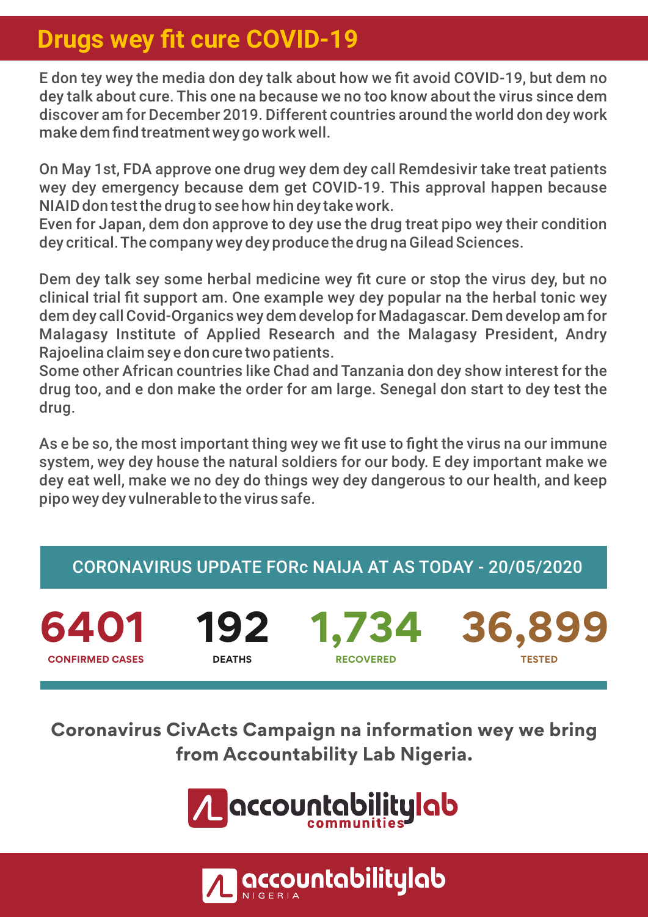# Drugs wey fit cure COVID-19

E don tey wey the media don dey talk about how we fit avoid COVID-19, but dem no dey talk about cure. This one na because we no too know about the virus since dem discover am for December 2019. Different countries around the world don dey work make dem find treatment wey go work well.

On May 1st, FDA approve one drug wey dem dey call Remdesivir take treat patients wey dey emergency because dem get COVID-19. This approval happen because NIAID don test the drug to see how hin dey take work.
Even for Japan, dem don approve to dey use the drug treat pipo wey their condition dey critical. The company wey dey produce the drug na Gilead Sciences.

Dem dey talk sey some herbal medicine wey fit cure or stop the virus dey, but no clinical trial fit support am. One example wey dey popular na the herbal tonic wey dem dey call Covid-Organics wey dem develop for Madagascar. Dem develop am for Malagasy Institute of Applied Research and the Malagasy President, Andry Rajoelina claim sey e don cure two patients.
Some other African countries like Chad and Tanzania don dey show interest for the drug too, and e don make the order for am large. Senegal don start to dey test the drug.

As e be so, the most important thing wey we fit use to fight the virus na our immune system, wey dey house the natural soldiers for our body. E dey important make we dey eat well, make we no dey do things wey dey dangerous to our health, and keep pipo wey dey vulnerable to the virus safe.

## CORONAVIRUS UPDATE FORc NAIJA AT AS TODAY - 20/05/2020

| 6401 | 192 | 1,734 | 36,899 |
|---|---|---|---|
| CONFIRMED CASES | DEATHS | RECOVERED | TESTED |

**Coronavirus CivActs Campaign na information wey we bring from Accountability Lab Nigeria.**

accountabilitylab communities

accountabilitylab NIGERIA